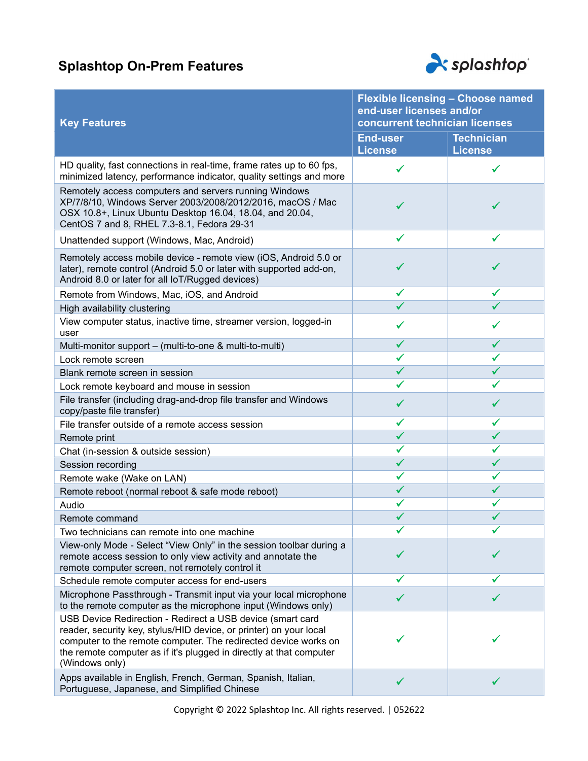# Splashtop On-Prem Features

| Key Features | Flexible licensing – Choose named end-user licenses and/or concurrent technician licenses | |
|---|---|---|
| | End-user License | Technician License |
| HD quality, fast connections in real-time, frame rates up to 60 fps, minimized latency, performance indicator, quality settings and more | ✓ | ✓ |
| Remotely access computers and servers running Windows XP/7/8/10, Windows Server 2003/2008/2012/2016, macOS / Mac OSX 10.8+, Linux Ubuntu Desktop 16.04, 18.04, and 20.04, CentOS 7 and 8, RHEL 7.3-8.1, Fedora 29-31 | ✓ | ✓ |
| Unattended support (Windows, Mac, Android) | ✓ | ✓ |
| Remotely access mobile device - remote view (iOS, Android 5.0 or later), remote control (Android 5.0 or later with supported add-on, Android 8.0 or later for all IoT/Rugged devices) | ✓ | ✓ |
| Remote from Windows, Mac, iOS, and Android | ✓ | ✓ |
| High availability clustering | ✓ | ✓ |
| View computer status, inactive time, streamer version, logged-in user | ✓ | ✓ |
| Multi-monitor support – (multi-to-one & multi-to-multi) | ✓ | ✓ |
| Lock remote screen | ✓ | ✓ |
| Blank remote screen in session | ✓ | ✓ |
| Lock remote keyboard and mouse in session | ✓ | ✓ |
| File transfer (including drag-and-drop file transfer and Windows copy/paste file transfer) | ✓ | ✓ |
| File transfer outside of a remote access session | ✓ | ✓ |
| Remote print | ✓ | ✓ |
| Chat (in-session & outside session) | ✓ | ✓ |
| Session recording | ✓ | ✓ |
| Remote wake (Wake on LAN) | ✓ | ✓ |
| Remote reboot (normal reboot & safe mode reboot) | ✓ | ✓ |
| Audio | ✓ | ✓ |
| Remote command | ✓ | ✓ |
| Two technicians can remote into one machine | ✓ | ✓ |
| View-only Mode - Select "View Only" in the session toolbar during a remote access session to only view activity and annotate the remote computer screen, not remotely control it | ✓ | ✓ |
| Schedule remote computer access for end-users | ✓ | ✓ |
| Microphone Passthrough - Transmit input via your local microphone to the remote computer as the microphone input (Windows only) | ✓ | ✓ |
| USB Device Redirection - Redirect a USB device (smart card reader, security key, stylus/HID device, or printer) on your local computer to the remote computer. The redirected device works on the remote computer as if it's plugged in directly at that computer (Windows only) | ✓ | ✓ |
| Apps available in English, French, German, Spanish, Italian, Portuguese, Japanese, and Simplified Chinese | ✓ | ✓ |

Copyright © 2022 Splashtop Inc. All rights reserved. | 052622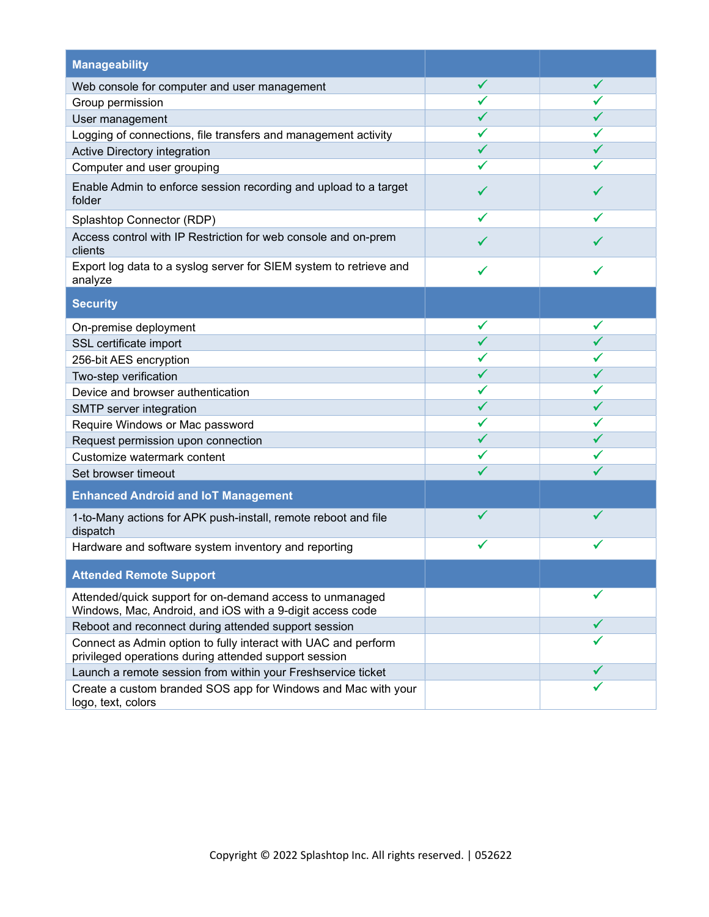| Manageability | | |
|---|---|---|
| Web console for computer and user management | ✓ | ✓ |
| Group permission | ✓ | ✓ |
| User management | ✓ | ✓ |
| Logging of connections, file transfers and management activity | ✓ | ✓ |
| Active Directory integration | ✓ | ✓ |
| Computer and user grouping | ✓ | ✓ |
| Enable Admin to enforce session recording and upload to a target folder | ✓ | ✓ |
| Splashtop Connector (RDP) | ✓ | ✓ |
| Access control with IP Restriction for web console and on-prem clients | ✓ | ✓ |
| Export log data to a syslog server for SIEM system to retrieve and analyze | ✓ | ✓ |
| **Security** | | |
| On-premise deployment | ✓ | ✓ |
| SSL certificate import | ✓ | ✓ |
| 256-bit AES encryption | ✓ | ✓ |
| Two-step verification | ✓ | ✓ |
| Device and browser authentication | ✓ | ✓ |
| SMTP server integration | ✓ | ✓ |
| Require Windows or Mac password | ✓ | ✓ |
| Request permission upon connection | ✓ | ✓ |
| Customize watermark content | ✓ | ✓ |
| Set browser timeout | ✓ | ✓ |
| **Enhanced Android and IoT Management** | | |
| 1-to-Many actions for APK push-install, remote reboot and file dispatch | ✓ | ✓ |
| Hardware and software system inventory and reporting | ✓ | ✓ |
| **Attended Remote Support** | | |
| Attended/quick support for on-demand access to unmanaged Windows, Mac, Android, and iOS with a 9-digit access code | | ✓ |
| Reboot and reconnect during attended support session | | ✓ |
| Connect as Admin option to fully interact with UAC and perform privileged operations during attended support session | | ✓ |
| Launch a remote session from within your Freshservice ticket | | ✓ |
| Create a custom branded SOS app for Windows and Mac with your logo, text, colors | | ✓ |

Copyright © 2022 Splashtop Inc. All rights reserved. | 052622